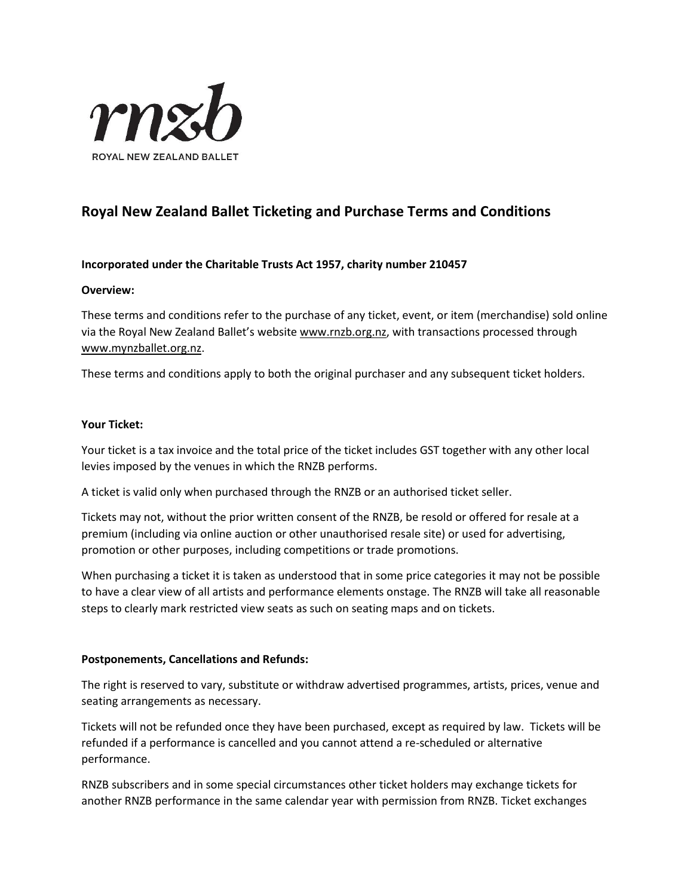rnzb

ROYAL NEW ZEALAND BALLET

## Royal New Zealand Ballet Ticketing and Purchase Terms and Conditions

**Incorporated under the Charitable Trusts Act 1957, charity number 210457**

**Overview:**

These terms and conditions refer to the purchase of any ticket, event, or item (merchandise) sold online via the Royal New Zealand Ballet's website www.rnzb.org.nz, with transactions processed through www.mynzballet.org.nz.

These terms and conditions apply to both the original purchaser and any subsequent ticket holders.

**Your Ticket:**

Your ticket is a tax invoice and the total price of the ticket includes GST together with any other local levies imposed by the venues in which the RNZB performs.

A ticket is valid only when purchased through the RNZB or an authorised ticket seller.

Tickets may not, without the prior written consent of the RNZB, be resold or offered for resale at a premium (including via online auction or other unauthorised resale site) or used for advertising, promotion or other purposes, including competitions or trade promotions.

When purchasing a ticket it is taken as understood that in some price categories it may not be possible to have a clear view of all artists and performance elements onstage. The RNZB will take all reasonable steps to clearly mark restricted view seats as such on seating maps and on tickets.

**Postponements, Cancellations and Refunds:**

The right is reserved to vary, substitute or withdraw advertised programmes, artists, prices, venue and seating arrangements as necessary.

Tickets will not be refunded once they have been purchased, except as required by law. Tickets will be refunded if a performance is cancelled and you cannot attend a re-scheduled or alternative performance.

RNZB subscribers and in some special circumstances other ticket holders may exchange tickets for another RNZB performance in the same calendar year with permission from RNZB. Ticket exchanges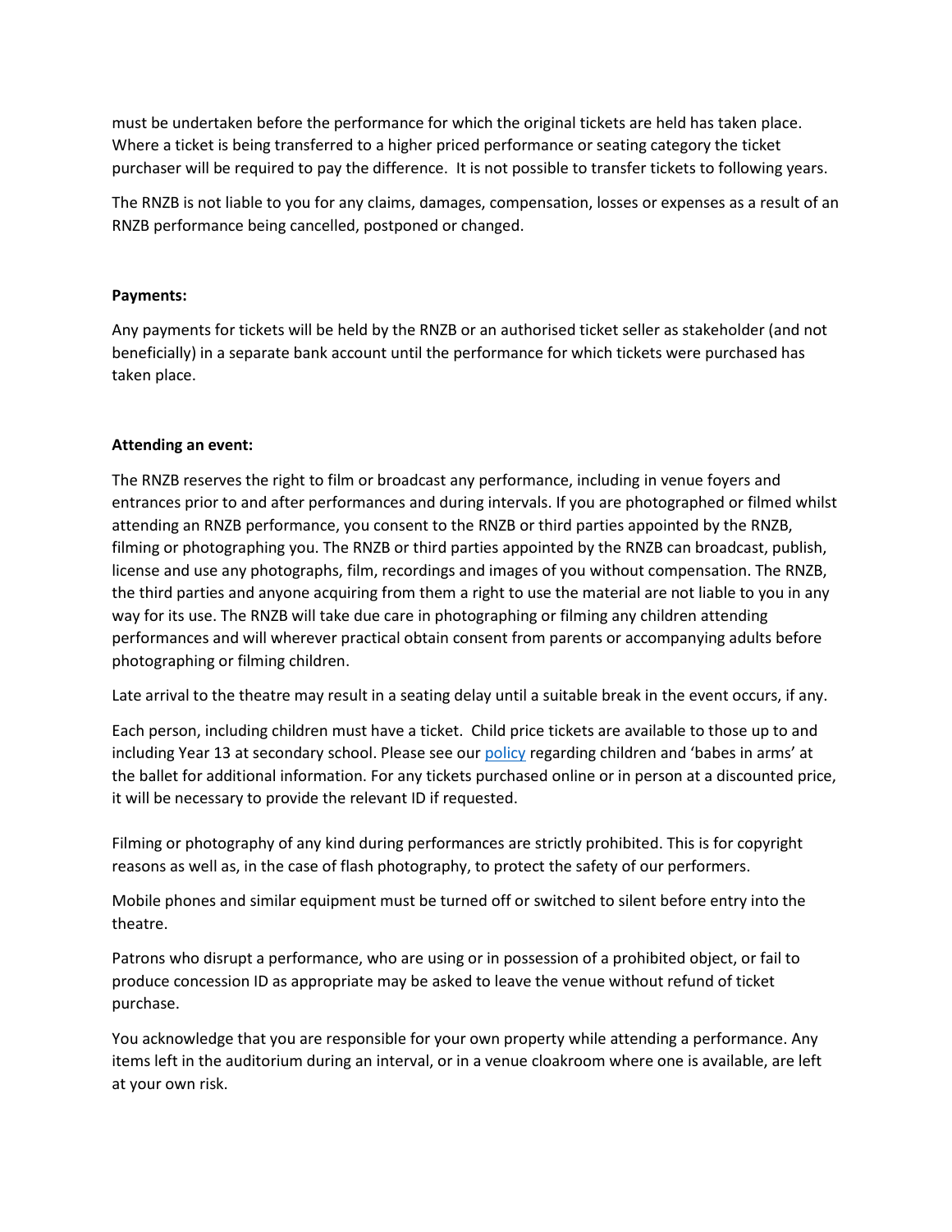must be undertaken before the performance for which the original tickets are held has taken place. Where a ticket is being transferred to a higher priced performance or seating category the ticket purchaser will be required to pay the difference. It is not possible to transfer tickets to following years.

The RNZB is not liable to you for any claims, damages, compensation, losses or expenses as a result of an RNZB performance being cancelled, postponed or changed.

**Payments:**

Any payments for tickets will be held by the RNZB or an authorised ticket seller as stakeholder (and not beneficially) in a separate bank account until the performance for which tickets were purchased has taken place.

**Attending an event:**

The RNZB reserves the right to film or broadcast any performance, including in venue foyers and entrances prior to and after performances and during intervals. If you are photographed or filmed whilst attending an RNZB performance, you consent to the RNZB or third parties appointed by the RNZB, filming or photographing you. The RNZB or third parties appointed by the RNZB can broadcast, publish, license and use any photographs, film, recordings and images of you without compensation. The RNZB, the third parties and anyone acquiring from them a right to use the material are not liable to you in any way for its use. The RNZB will take due care in photographing or filming any children attending performances and will wherever practical obtain consent from parents or accompanying adults before photographing or filming children.

Late arrival to the theatre may result in a seating delay until a suitable break in the event occurs, if any.

Each person, including children must have a ticket. Child price tickets are available to those up to and including Year 13 at secondary school. Please see our policy regarding children and 'babes in arms' at the ballet for additional information. For any tickets purchased online or in person at a discounted price, it will be necessary to provide the relevant ID if requested.

Filming or photography of any kind during performances are strictly prohibited. This is for copyright reasons as well as, in the case of flash photography, to protect the safety of our performers.

Mobile phones and similar equipment must be turned off or switched to silent before entry into the theatre.

Patrons who disrupt a performance, who are using or in possession of a prohibited object, or fail to produce concession ID as appropriate may be asked to leave the venue without refund of ticket purchase.

You acknowledge that you are responsible for your own property while attending a performance. Any items left in the auditorium during an interval, or in a venue cloakroom where one is available, are left at your own risk.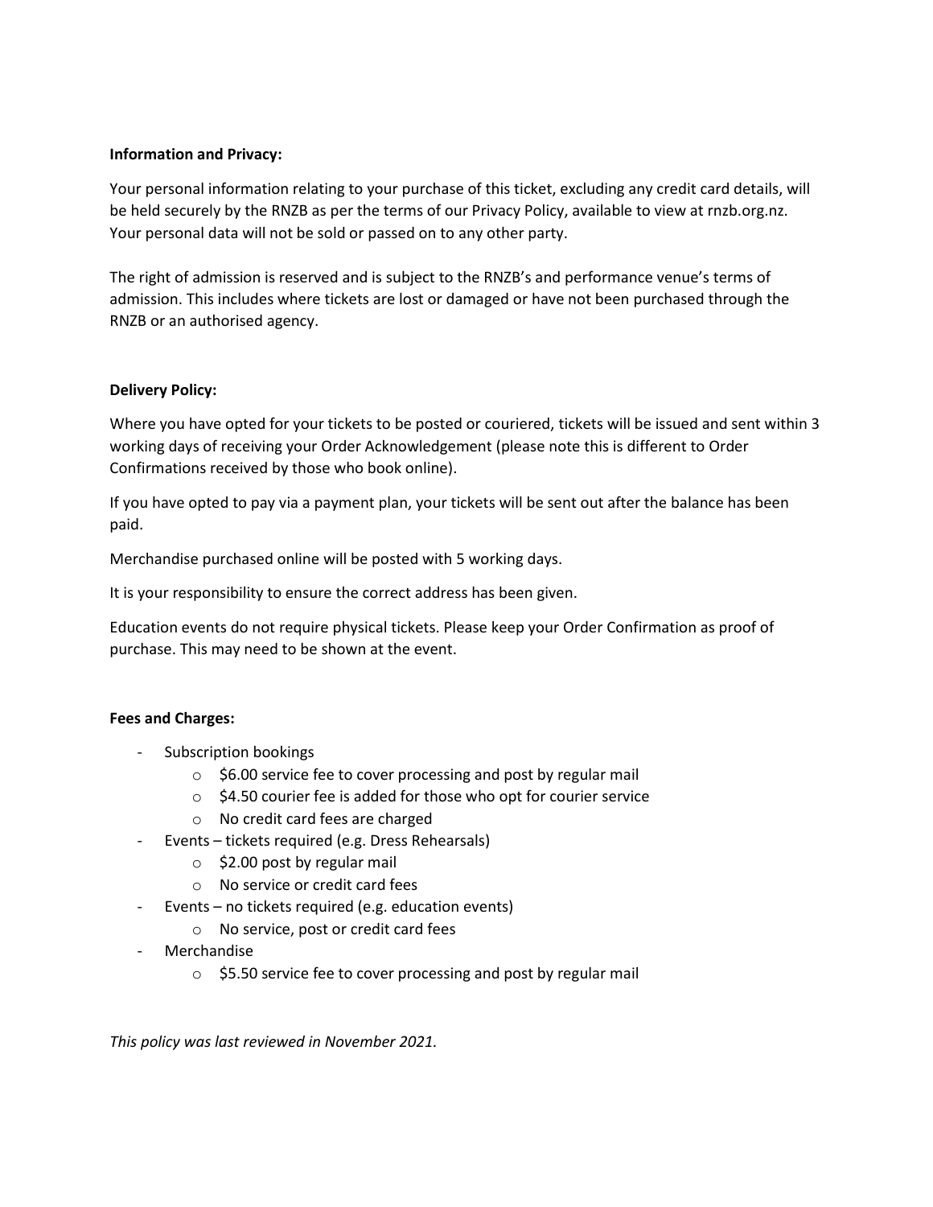**Information and Privacy:**

Your personal information relating to your purchase of this ticket, excluding any credit card details, will be held securely by the RNZB as per the terms of our Privacy Policy, available to view at rnzb.org.nz. Your personal data will not be sold or passed on to any other party.

The right of admission is reserved and is subject to the RNZB's and performance venue's terms of admission. This includes where tickets are lost or damaged or have not been purchased through the RNZB or an authorised agency.

**Delivery Policy:**

Where you have opted for your tickets to be posted or couriered, tickets will be issued and sent within 3 working days of receiving your Order Acknowledgement (please note this is different to Order Confirmations received by those who book online).

If you have opted to pay via a payment plan, your tickets will be sent out after the balance has been paid.

Merchandise purchased online will be posted with 5 working days.

It is your responsibility to ensure the correct address has been given.

Education events do not require physical tickets. Please keep your Order Confirmation as proof of purchase. This may need to be shown at the event.

**Fees and Charges:**

- Subscription bookings
  - $6.00 service fee to cover processing and post by regular mail
  - $4.50 courier fee is added for those who opt for courier service
  - No credit card fees are charged
- Events – tickets required (e.g. Dress Rehearsals)
  - $2.00 post by regular mail
  - No service or credit card fees
- Events – no tickets required (e.g. education events)
  - No service, post or credit card fees
- Merchandise
  - $5.50 service fee to cover processing and post by regular mail

*This policy was last reviewed in November 2021.*